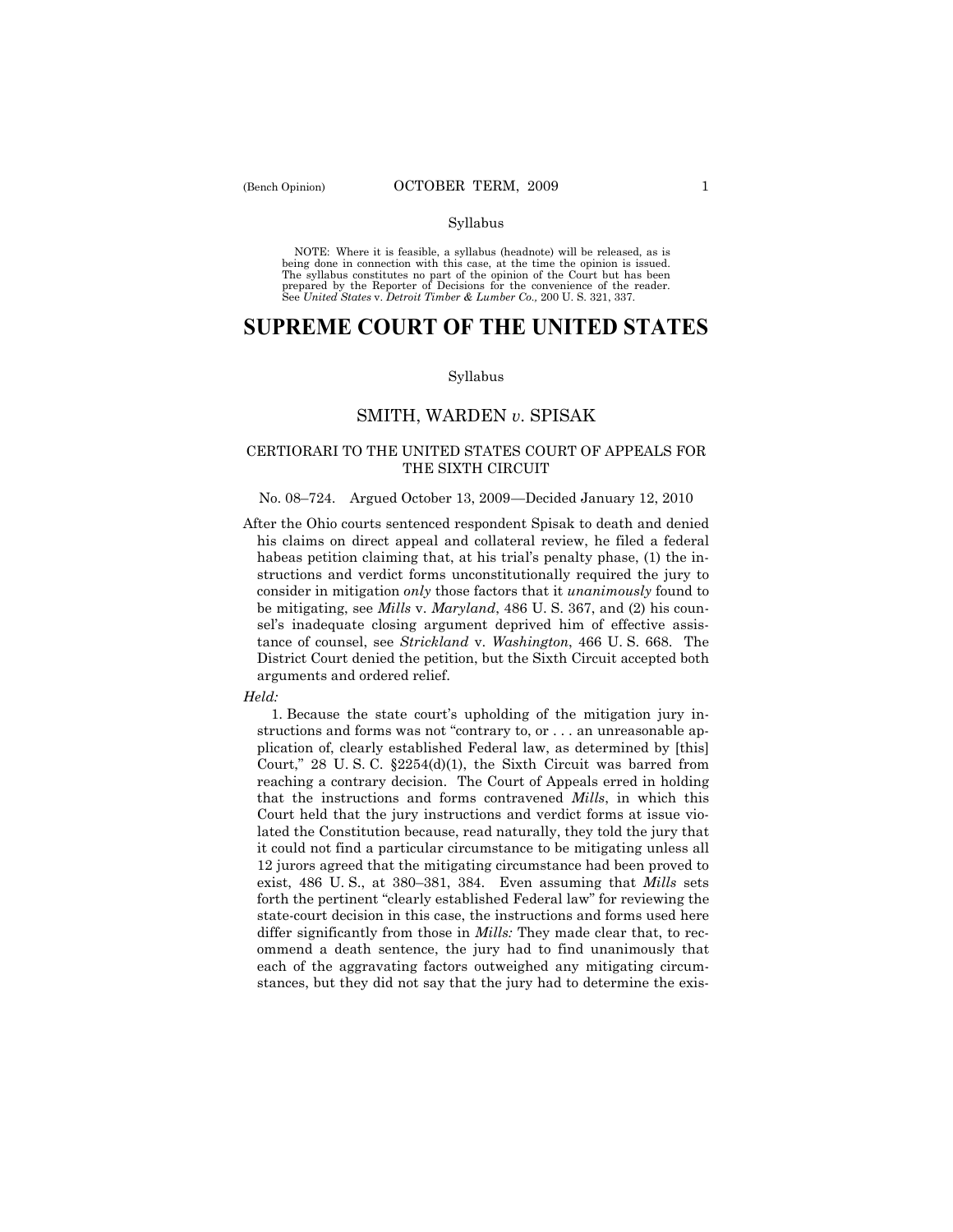Syllabus

NOTE: Where it is feasible, a syllabus (headnote) will be released, as is being done in connection with this case, at the time the opinion is issued. The syllabus constitutes no part of the opinion of the Court but has been prepared by the Reporter of Decisions for the convenience of the reader. See *United States* v. *Detroit Timber & Lumber Co.,* 200 U. S. 321, 337.

# SUPREME COURT OF THE UNITED STATES

Syllabus

## SMITH, WARDEN *v*. SPISAK

### CERTIORARI TO THE UNITED STATES COURT OF APPEALS FOR THE SIXTH CIRCUIT

No. 08–724. Argued October 13, 2009—Decided January 12, 2010

After the Ohio courts sentenced respondent Spisak to death and denied his claims on direct appeal and collateral review, he filed a federal habeas petition claiming that, at his trial's penalty phase, (1) the instructions and verdict forms unconstitutionally required the jury to consider in mitigation *only* those factors that it *unanimously* found to be mitigating, see *Mills* v. *Maryland*, 486 U. S. 367, and (2) his counsel's inadequate closing argument deprived him of effective assistance of counsel, see *Strickland* v. *Washington*, 466 U. S. 668. The District Court denied the petition, but the Sixth Circuit accepted both arguments and ordered relief.

*Held:*

1. Because the state court's upholding of the mitigation jury instructions and forms was not "contrary to, or . . . an unreasonable application of, clearly established Federal law, as determined by [this] Court," 28 U. S. C. §2254(d)(1), the Sixth Circuit was barred from reaching a contrary decision. The Court of Appeals erred in holding that the instructions and forms contravened *Mills*, in which this Court held that the jury instructions and verdict forms at issue violated the Constitution because, read naturally, they told the jury that it could not find a particular circumstance to be mitigating unless all 12 jurors agreed that the mitigating circumstance had been proved to exist, 486 U. S., at 380–381, 384. Even assuming that *Mills* sets forth the pertinent "clearly established Federal law" for reviewing the state-court decision in this case, the instructions and forms used here differ significantly from those in *Mills:* They made clear that, to recommend a death sentence, the jury had to find unanimously that each of the aggravating factors outweighed any mitigating circumstances, but they did not say that the jury had to determine the exis-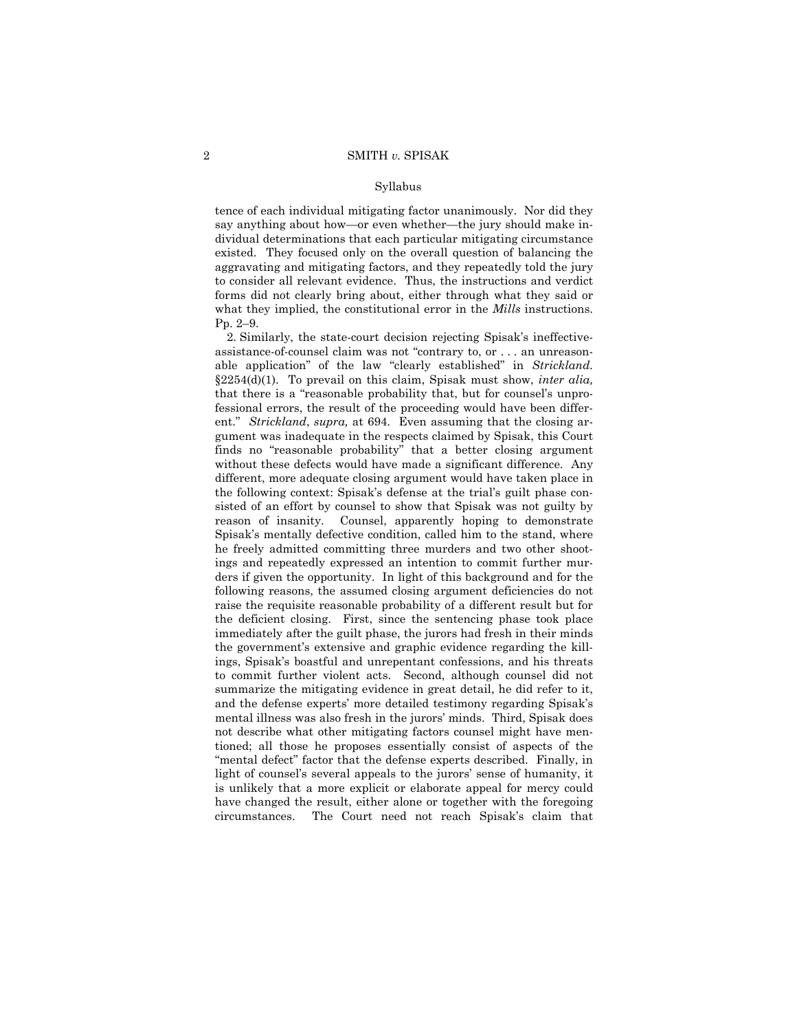tence of each individual mitigating factor unanimously. Nor did they say anything about how—or even whether—the jury should make individual determinations that each particular mitigating circumstance existed. They focused only on the overall question of balancing the aggravating and mitigating factors, and they repeatedly told the jury to consider all relevant evidence. Thus, the instructions and verdict forms did not clearly bring about, either through what they said or what they implied, the constitutional error in the *Mills* instructions. Pp. 2–9.

2. Similarly, the state-court decision rejecting Spisak's ineffective-assistance-of-counsel claim was not "contrary to, or . . . an unreasonable application" of the law "clearly established" in *Strickland*. §2254(d)(1). To prevail on this claim, Spisak must show, *inter alia,* that there is a "reasonable probability that, but for counsel's unprofessional errors, the result of the proceeding would have been different." *Strickland*, *supra,* at 694. Even assuming that the closing argument was inadequate in the respects claimed by Spisak, this Court finds no "reasonable probability" that a better closing argument without these defects would have made a significant difference. Any different, more adequate closing argument would have taken place in the following context: Spisak's defense at the trial's guilt phase consisted of an effort by counsel to show that Spisak was not guilty by reason of insanity. Counsel, apparently hoping to demonstrate Spisak's mentally defective condition, called him to the stand, where he freely admitted committing three murders and two other shootings and repeatedly expressed an intention to commit further murders if given the opportunity. In light of this background and for the following reasons, the assumed closing argument deficiencies do not raise the requisite reasonable probability of a different result but for the deficient closing. First, since the sentencing phase took place immediately after the guilt phase, the jurors had fresh in their minds the government's extensive and graphic evidence regarding the killings, Spisak's boastful and unrepentant confessions, and his threats to commit further violent acts. Second, although counsel did not summarize the mitigating evidence in great detail, he did refer to it, and the defense experts' more detailed testimony regarding Spisak's mental illness was also fresh in the jurors' minds. Third, Spisak does not describe what other mitigating factors counsel might have mentioned; all those he proposes essentially consist of aspects of the "mental defect" factor that the defense experts described. Finally, in light of counsel's several appeals to the jurors' sense of humanity, it is unlikely that a more explicit or elaborate appeal for mercy could have changed the result, either alone or together with the foregoing circumstances. The Court need not reach Spisak's claim that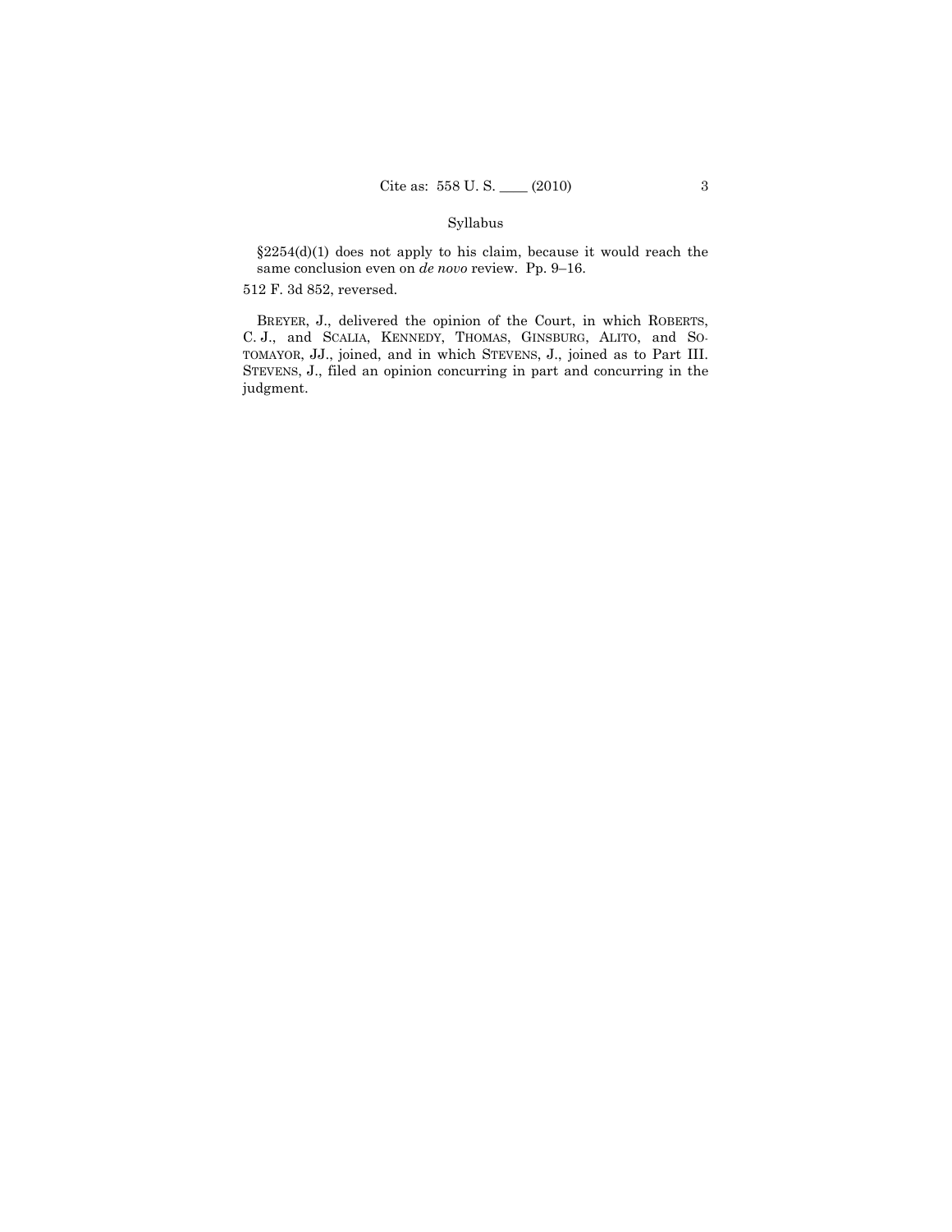§2254(d)(1) does not apply to his claim, because it would reach the same conclusion even on *de novo* review. Pp. 9–16.

512 F. 3d 852, reversed.

BREYER, J., delivered the opinion of the Court, in which ROBERTS, C. J., and SCALIA, KENNEDY, THOMAS, GINSBURG, ALITO, and SOTOMAYOR, JJ., joined, and in which STEVENS, J., joined as to Part III. STEVENS, J., filed an opinion concurring in part and concurring in the judgment.